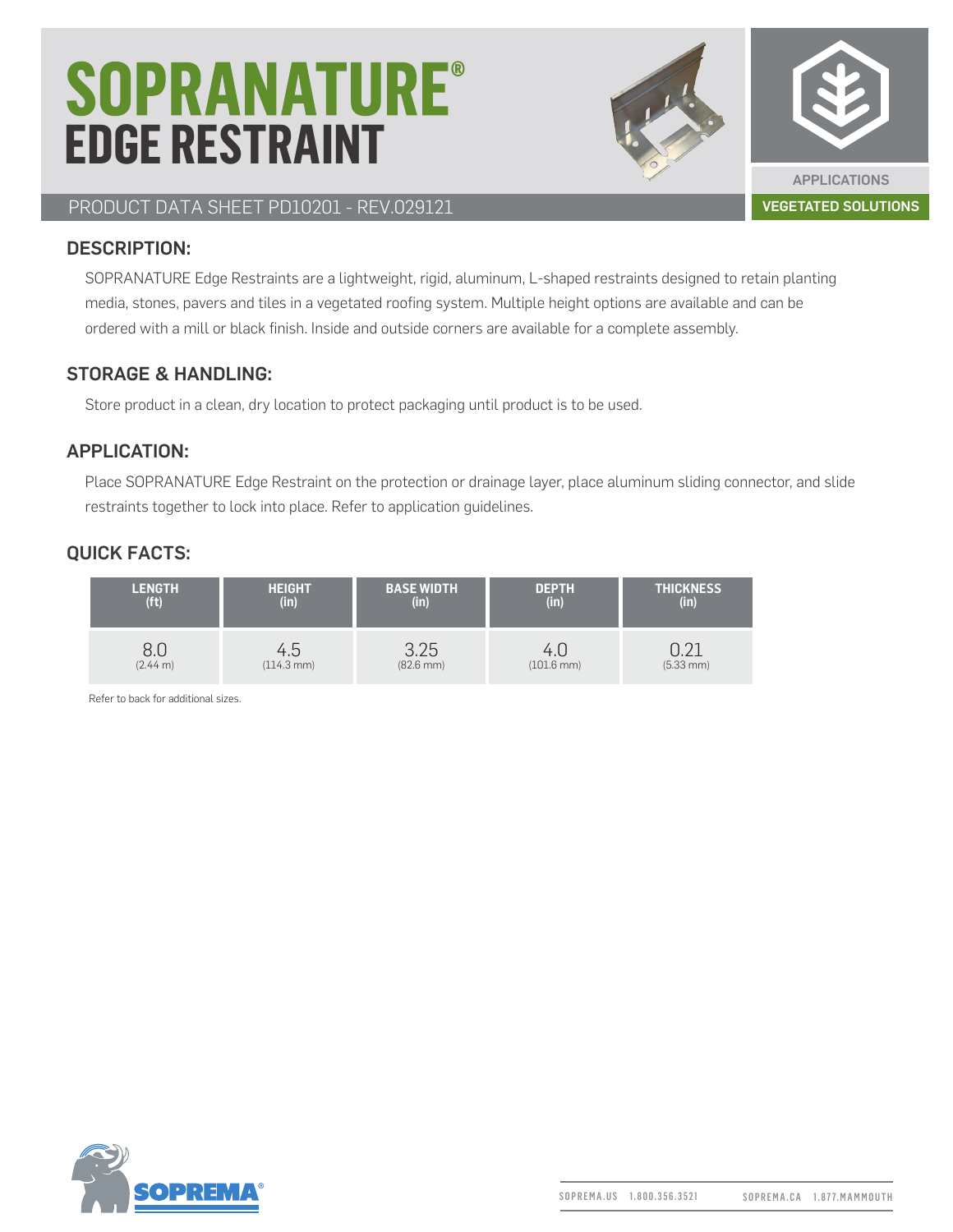# SOPRANATURE®
# EDGE RESTRAINT

PRODUCT DATA SHEET PD10201 - REV.029121

APPLICATIONS

VEGETATED SOLUTIONS

## DESCRIPTION:

SOPRANATURE Edge Restraints are a lightweight, rigid, aluminum, L-shaped restraints designed to retain planting media, stones, pavers and tiles in a vegetated roofing system. Multiple height options are available and can be ordered with a mill or black finish. Inside and outside corners are available for a complete assembly.

## STORAGE & HANDLING:

Store product in a clean, dry location to protect packaging until product is to be used.

## APPLICATION:

Place SOPRANATURE Edge Restraint on the protection or drainage layer, place aluminum sliding connector, and slide restraints together to lock into place. Refer to application guidelines.

## QUICK FACTS:

| LENGTH (ft) | HEIGHT (in) | BASE WIDTH (in) | DEPTH (in) | THICKNESS (in) |
|---|---|---|---|---|
| 8.0 (2.44 m) | 4.5 (114.3 mm) | 3.25 (82.6 mm) | 4.0 (101.6 mm) | 0.21 (5.33 mm) |

Refer to back for additional sizes.

SOPREMA®

SOPREMA.US 1.800.356.3521 SOPREMA.CA 1.877.MAMMOUTH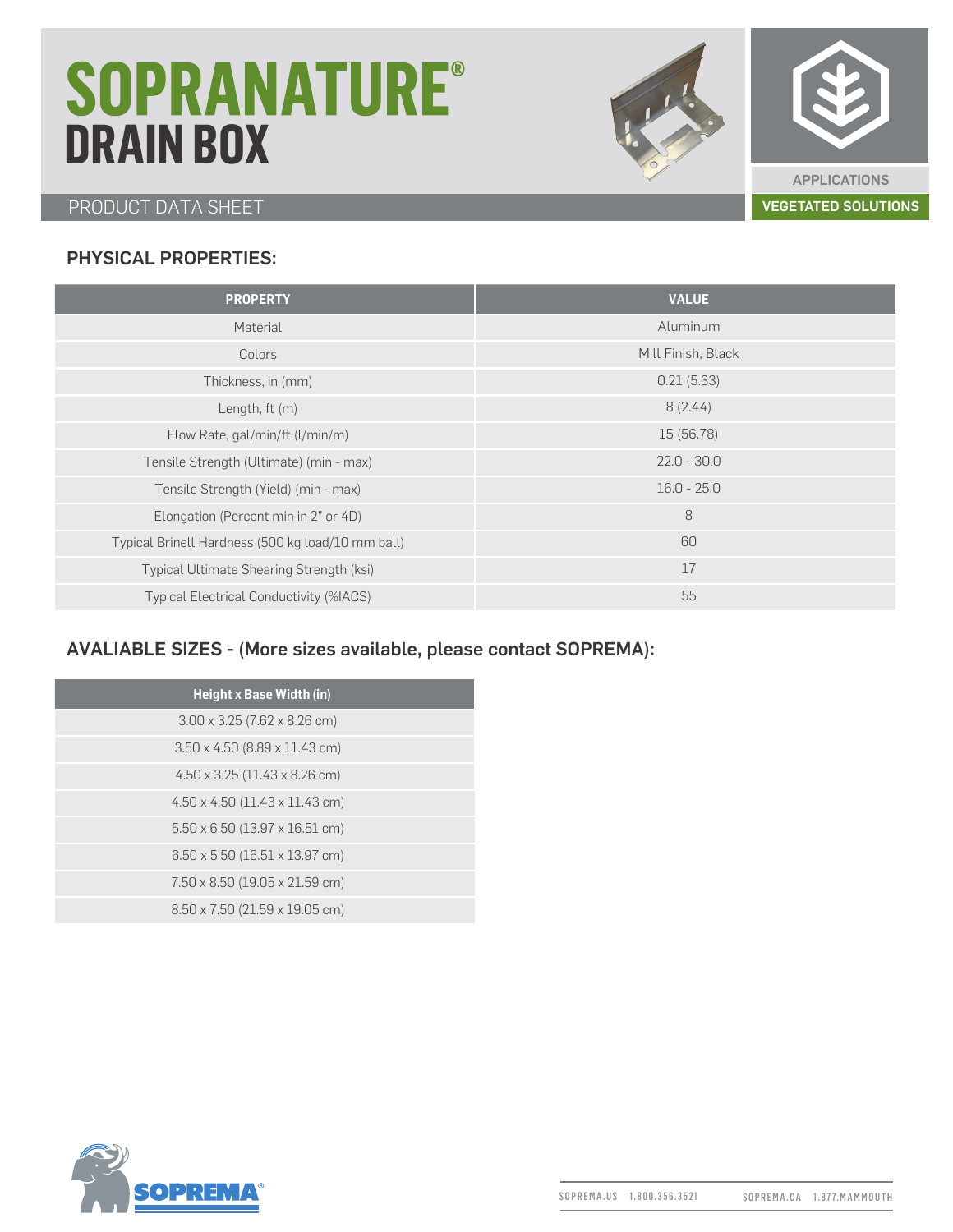# SOPRANATURE®
# DRAIN BOX

PRODUCT DATA SHEET

APPLICATIONS

VEGETATED SOLUTIONS

## PHYSICAL PROPERTIES:

| PROPERTY | VALUE |
|---|---|
| Material | Aluminum |
| Colors | Mill Finish, Black |
| Thickness, in (mm) | 0.21 (5.33) |
| Length, ft (m) | 8 (2.44) |
| Flow Rate, gal/min/ft (l/min/m) | 15 (56.78) |
| Tensile Strength (Ultimate) (min - max) | 22.0 - 30.0 |
| Tensile Strength (Yield) (min - max) | 16.0 - 25.0 |
| Elongation (Percent min in 2" or 4D) | 8 |
| Typical Brinell Hardness (500 kg load/10 mm ball) | 60 |
| Typical Ultimate Shearing Strength (ksi) | 17 |
| Typical Electrical Conductivity (%IACS) | 55 |

## AVALIABLE SIZES - (More sizes available, please contact SOPREMA):

| Height x Base Width (in) |
|---|
| 3.00 x 3.25 (7.62 x 8.26 cm) |
| 3.50 x 4.50 (8.89 x 11.43 cm) |
| 4.50 x 3.25 (11.43 x 8.26 cm) |
| 4.50 x 4.50 (11.43 x 11.43 cm) |
| 5.50 x 6.50 (13.97 x 16.51 cm) |
| 6.50 x 5.50 (16.51 x 13.97 cm) |
| 7.50 x 8.50 (19.05 x 21.59 cm) |
| 8.50 x 7.50 (21.59 x 19.05 cm) |

SOPREMA®

SOPREMA.US 1.800.356.3521 SOPREMA.CA 1.877.MAMMOUTH